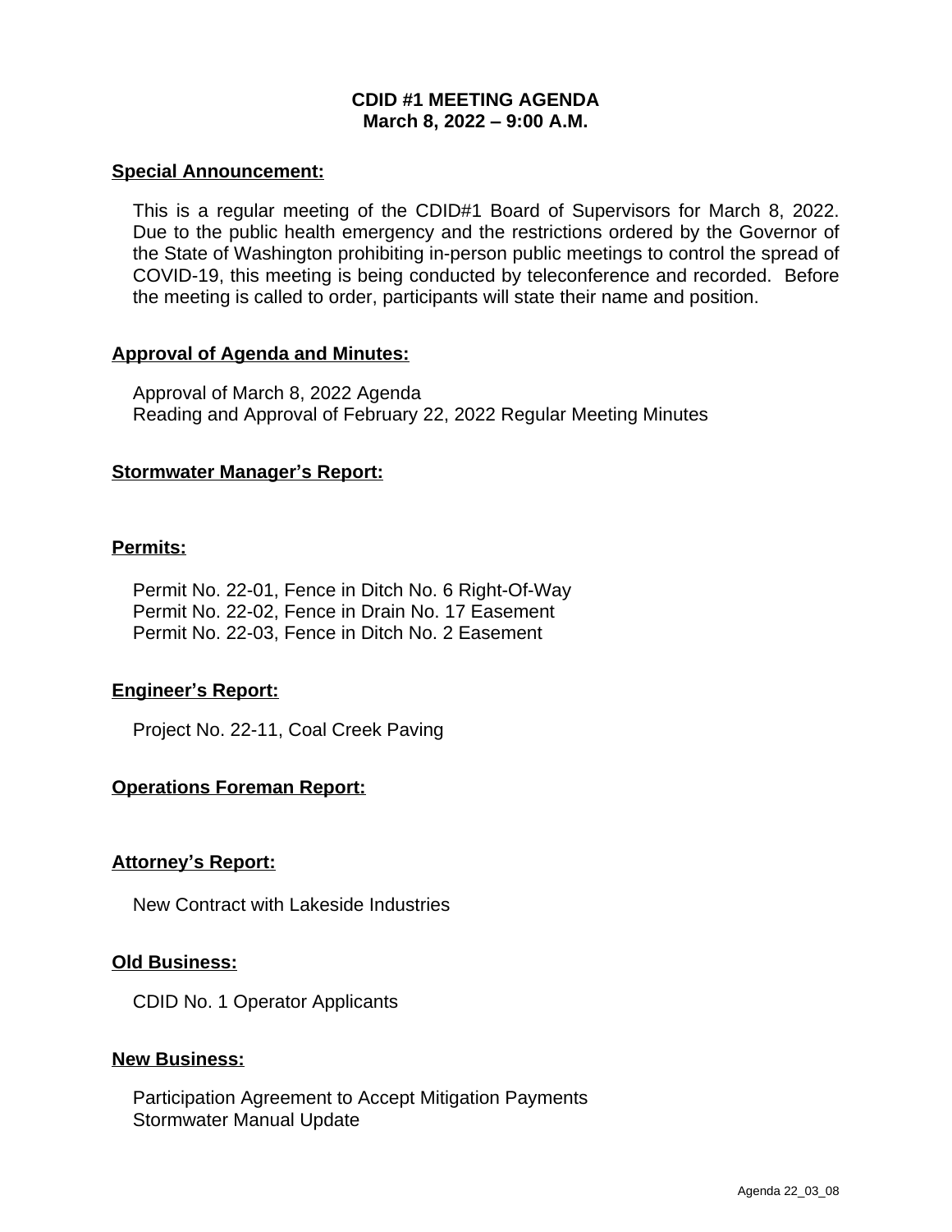# CDID #1 MEETING AGENDA
## March 8, 2022 – 9:00 A.M.

**Special Announcement:**

This is a regular meeting of the CDID#1 Board of Supervisors for March 8, 2022. Due to the public health emergency and the restrictions ordered by the Governor of the State of Washington prohibiting in-person public meetings to control the spread of COVID-19, this meeting is being conducted by teleconference and recorded. Before the meeting is called to order, participants will state their name and position.

**Approval of Agenda and Minutes:**

Approval of March 8, 2022 Agenda
Reading and Approval of February 22, 2022 Regular Meeting Minutes

**Stormwater Manager's Report:**

**Permits:**

Permit No. 22-01, Fence in Ditch No. 6 Right-Of-Way
Permit No. 22-02, Fence in Drain No. 17 Easement
Permit No. 22-03, Fence in Ditch No. 2 Easement

**Engineer's Report:**

Project No. 22-11, Coal Creek Paving

**Operations Foreman Report:**

**Attorney's Report:**

New Contract with Lakeside Industries

**Old Business:**

CDID No. 1 Operator Applicants

**New Business:**

Participation Agreement to Accept Mitigation Payments
Stormwater Manual Update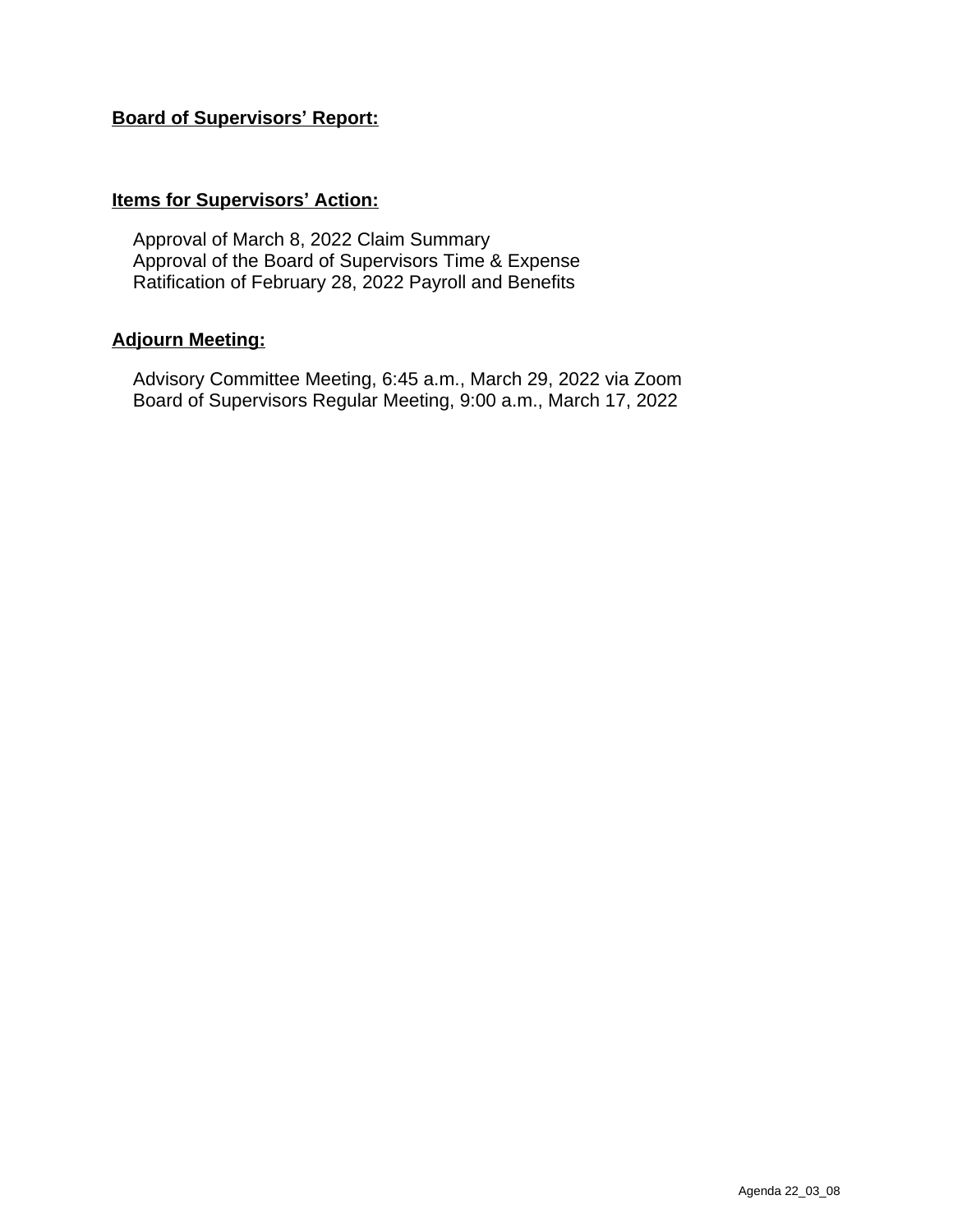**Board of Supervisors' Report:**

**Items for Supervisors' Action:**

Approval of March 8, 2022 Claim Summary
Approval of the Board of Supervisors Time & Expense
Ratification of February 28, 2022 Payroll and Benefits

**Adjourn Meeting:**

Advisory Committee Meeting, 6:45 a.m., March 29, 2022 via Zoom
Board of Supervisors Regular Meeting, 9:00 a.m., March 17, 2022